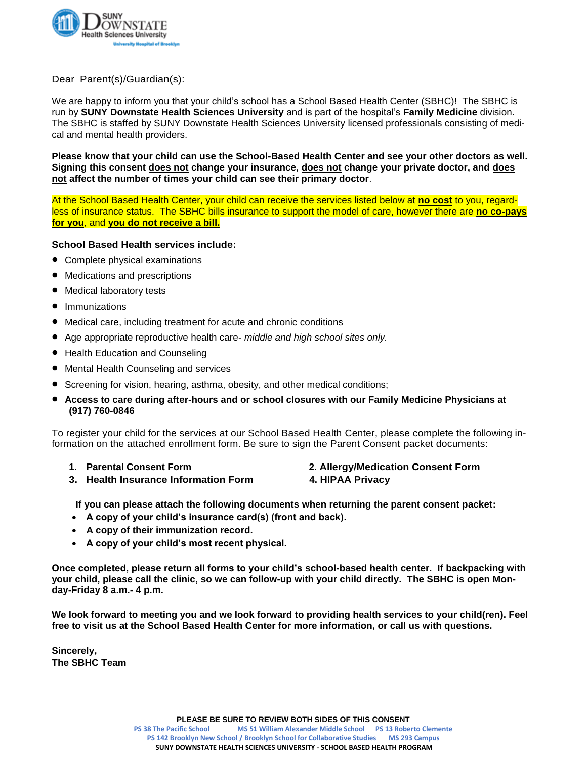SUNY DOWNSTATE Health Sciences University
University Hospital of Brooklyn

Dear Parent(s)/Guardian(s):

We are happy to inform you that your child's school has a School Based Health Center (SBHC)! The SBHC is run by **SUNY Downstate Health Sciences University** and is part of the hospital's **Family Medicine** division. The SBHC is staffed by SUNY Downstate Health Sciences University licensed professionals consisting of medical and mental health providers.

**Please know that your child can use the School-Based Health Center and see your other doctors as well. Signing this consent does not change your insurance, does not change your private doctor, and does not affect the number of times your child can see their primary doctor.**

At the School Based Health Center, your child can receive the services listed below at **no cost** to you, regardless of insurance status. The SBHC bills insurance to support the model of care, however there are **no co-pays for you**, and **you do not receive a bill.**

**School Based Health services include:**

- Complete physical examinations
- Medications and prescriptions
- Medical laboratory tests
- Immunizations
- Medical care, including treatment for acute and chronic conditions
- Age appropriate reproductive health care- *middle and high school sites only.*
- Health Education and Counseling
- Mental Health Counseling and services
- Screening for vision, hearing, asthma, obesity, and other medical conditions;
- **Access to care during after-hours and or school closures with our Family Medicine Physicians at (917) 760-0846**

To register your child for the services at our School Based Health Center, please complete the following information on the attached enrollment form. Be sure to sign the Parent Consent packet documents:

1. **Parental Consent Form**
2. **Allergy/Medication Consent Form**
3. **Health Insurance Information Form**
4. **HIPAA Privacy**

**If you can please attach the following documents when returning the parent consent packet:**

- **A copy of your child's insurance card(s) (front and back).**
- **A copy of their immunization record.**
- **A copy of your child's most recent physical.**

**Once completed, please return all forms to your child's school-based health center. If backpacking with your child, please call the clinic, so we can follow-up with your child directly. The SBHC is open Monday-Friday 8 a.m.- 4 p.m.**

**We look forward to meeting you and we look forward to providing health services to your child(ren). Feel free to visit us at the School Based Health Center for more information, or call us with questions.**

**Sincerely,**
**The SBHC Team**

**PLEASE BE SURE TO REVIEW BOTH SIDES OF THIS CONSENT**

PS 38 The Pacific School MS 51 William Alexander Middle School PS 13 Roberto Clemente
PS 142 Brooklyn New School / Brooklyn School for Collaborative Studies MS 293 Campus

**SUNY DOWNSTATE HEALTH SCIENCES UNIVERSITY - SCHOOL BASED HEALTH PROGRAM**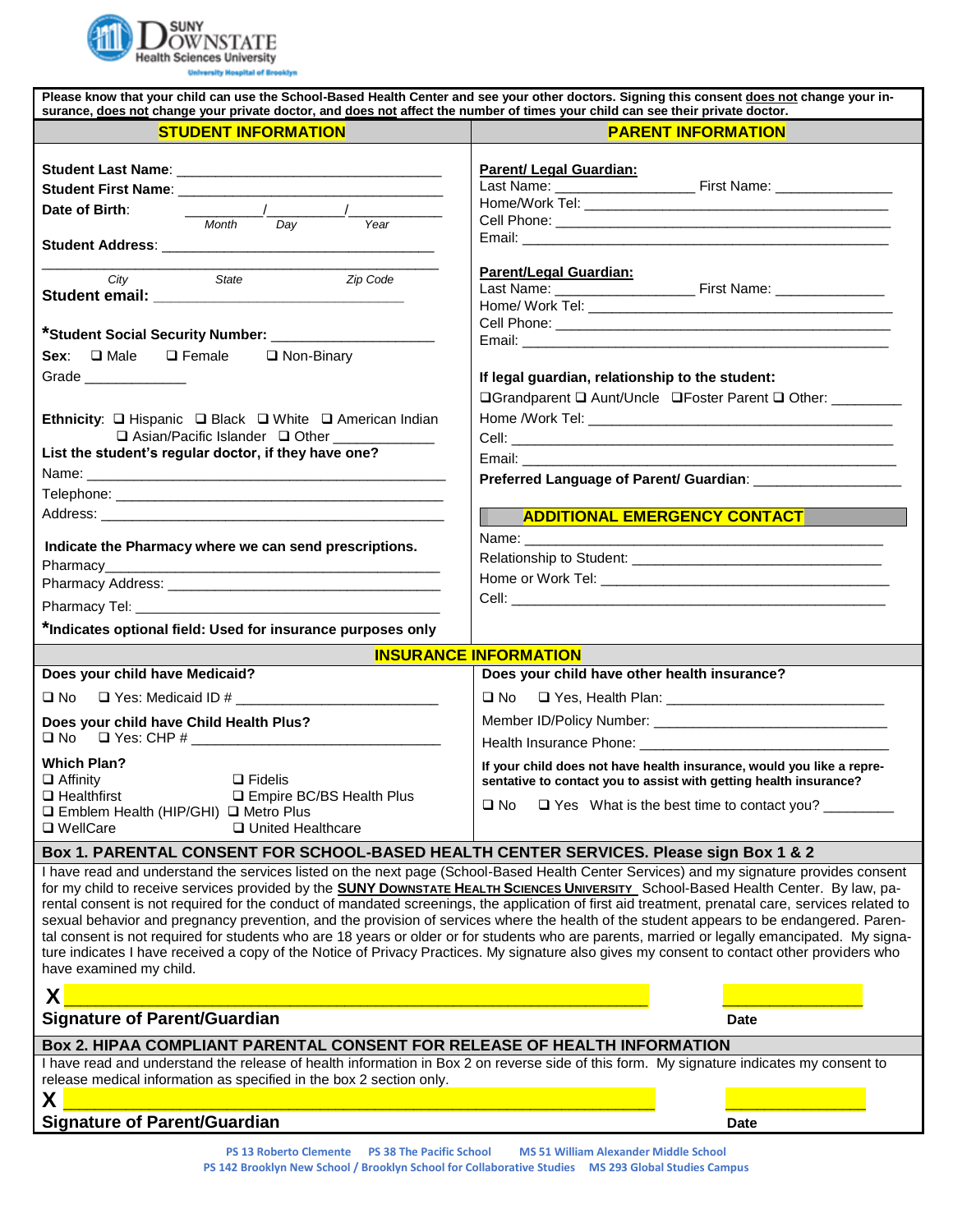SUNY DOWNSTATE Health Sciences University
University Hospital of Brooklyn

Please know that your child can use the School-Based Health Center and see your other doctors. Signing this consent **does not** change your insurance, **does not** change your private doctor, and **does not** affect the number of times your child can see their private doctor.

## STUDENT INFORMATION

**Student Last Name**: ________________________________

**Student First Name**: ________________________________

**Date of Birth**: ________/________/________
Month / Day / Year

**Student Address**: ________________________________

________________________________
City / State / Zip Code

**Student email**: ________________________________

**\*Student Social Security Number**: ____________________

**Sex**: ❑ Male ❑ Female ❑ Non-Binary

Grade _____________

**Ethnicity**: ❑ Hispanic ❑ Black ❑ White ❑ American Indian ❑ Asian/Pacific Islander ❑ Other ____________

**List the student's regular doctor, if they have one?**

Name: ________________________________

Telephone: ________________________________

Address: ________________________________

**Indicate the Pharmacy where we can send prescriptions.**

Pharmacy________________________________

Pharmacy Address: ________________________________

Pharmacy Tel: ________________________________

**\*Indicates optional field: Used for insurance purposes only**

## PARENT INFORMATION

**Parent/ Legal Guardian:**

Last Name: _________________ First Name: _______________

Home/Work Tel: ________________________________

Cell Phone: ________________________________

Email: ________________________________

**Parent/Legal Guardian:**

Last Name: _________________ First Name: ______________

Home/ Work Tel: ________________________________

Cell Phone: ________________________________

Email: ________________________________

**If legal guardian, relationship to the student:**

❑Grandparent ❑ Aunt/Uncle ❑Foster Parent ❑ Other: _________

Home /Work Tel: ________________________________

Cell: ________________________________

Email: ________________________________

**Preferred Language of Parent/ Guardian**: __________________

### ADDITIONAL EMERGENCY CONTACT

Name: ________________________________

Relationship to Student: ________________________________

Home or Work Tel: ________________________________

Cell: ________________________________

## INSURANCE INFORMATION

**Does your child have Medicaid?**

❑ No ❑ Yes: Medicaid ID # ________________________

**Does your child have Child Health Plus?**

❑ No ❑ Yes: CHP # ______________________________

**Which Plan?**

❑ Affinity
❑ Fidelis
❑ Healthfirst
❑ Empire BC/BS Health Plus
❑ Emblem Health (HIP/GHI)
❑ Metro Plus
❑ WellCare
❑ United Healthcare

**Does your child have other health insurance?**

❑ No ❑ Yes, Health Plan: ___________________________

Member ID/Policy Number: ____________________________

Health Insurance Phone: ______________________________

**If your child does not have health insurance, would you like a representative to contact you to assist with getting health insurance?**

❑ No ❑ Yes What is the best time to contact you? _________

## Box 1. PARENTAL CONSENT FOR SCHOOL-BASED HEALTH CENTER SERVICES. Please sign Box 1 & 2

I have read and understand the services listed on the next page (School-Based Health Center Services) and my signature provides consent for my child to receive services provided by the **SUNY DOWNSTATE HEALTH SCIENCES UNIVERSITY** School-Based Health Center. By law, parental consent is not required for the conduct of mandated screenings, the application of first aid treatment, prenatal care, services related to sexual behavior and pregnancy prevention, and the provision of services where the health of the student appears to be endangered. Parental consent is not required for students who are 18 years or older or for students who are parents, married or legally emancipated. My signature indicates I have received a copy of the Notice of Privacy Practices. My signature also gives my consent to contact other providers who have examined my child.

**X** ________________________________________________ ______________

**Signature of Parent/Guardian** **Date**

## Box 2. HIPAA COMPLIANT PARENTAL CONSENT FOR RELEASE OF HEALTH INFORMATION

I have read and understand the release of health information in Box 2 on reverse side of this form. My signature indicates my consent to release medical information as specified in the box 2 section only.

**X** ________________________________________________ ______________

**Signature of Parent/Guardian** **Date**

PS 13 Roberto Clemente PS 38 The Pacific School MS 51 William Alexander Middle School
PS 142 Brooklyn New School / Brooklyn School for Collaborative Studies MS 293 Global Studies Campus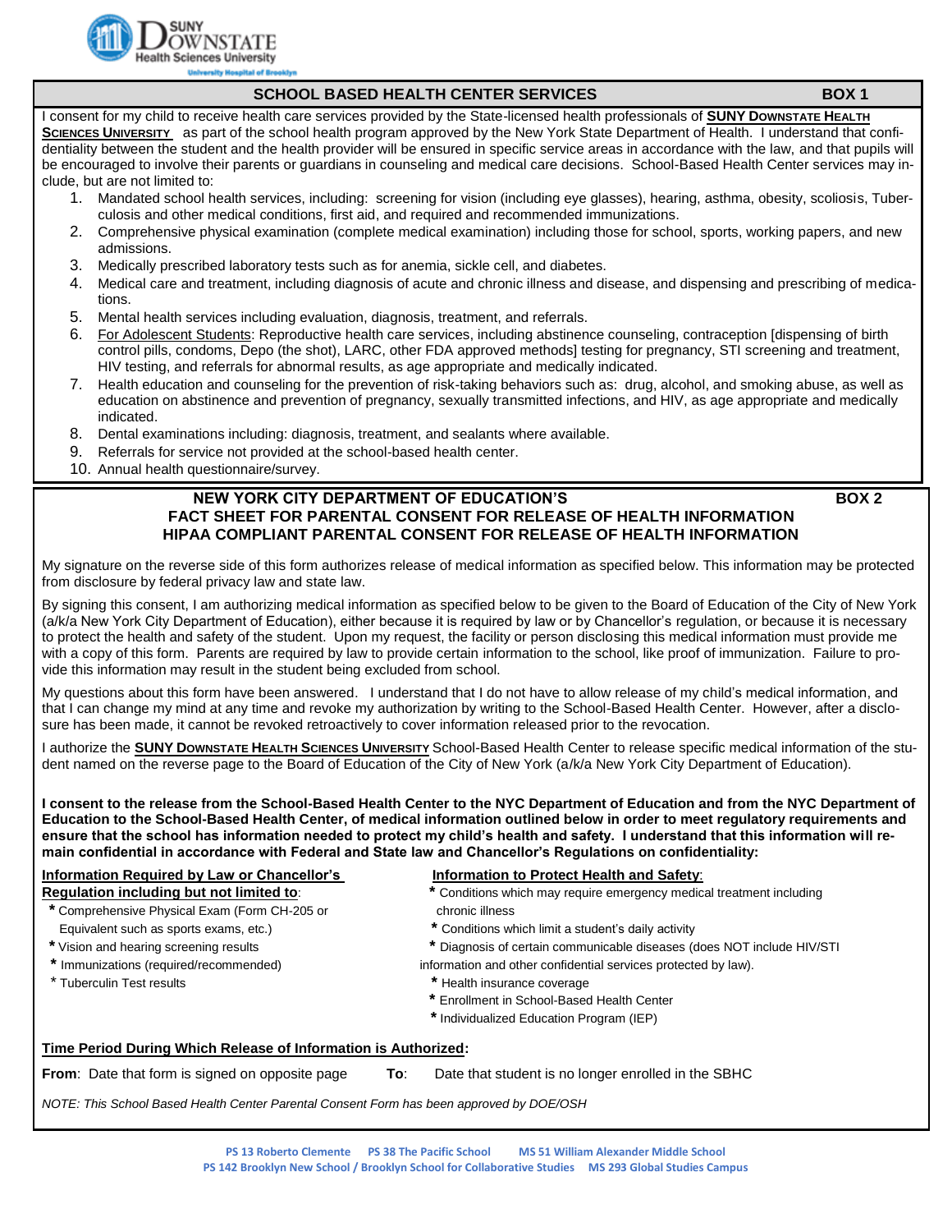SUNY DOWNSTATE Health Sciences University

University Hospital of Brooklyn

## SCHOOL BASED HEALTH CENTER SERVICES — BOX 1

I consent for my child to receive health care services provided by the State-licensed health professionals of **SUNY DOWNSTATE HEALTH SCIENCES UNIVERSITY** as part of the school health program approved by the New York State Department of Health. I understand that confidentiality between the student and the health provider will be ensured in specific service areas in accordance with the law, and that pupils will be encouraged to involve their parents or guardians in counseling and medical care decisions. School-Based Health Center services may include, but are not limited to:

1. Mandated school health services, including: screening for vision (including eye glasses), hearing, asthma, obesity, scoliosis, Tuberculosis and other medical conditions, first aid, and required and recommended immunizations.
2. Comprehensive physical examination (complete medical examination) including those for school, sports, working papers, and new admissions.
3. Medically prescribed laboratory tests such as for anemia, sickle cell, and diabetes.
4. Medical care and treatment, including diagnosis of acute and chronic illness and disease, and dispensing and prescribing of medications.
5. Mental health services including evaluation, diagnosis, treatment, and referrals.
6. For Adolescent Students: Reproductive health care services, including abstinence counseling, contraception [dispensing of birth control pills, condoms, Depo (the shot), LARC, other FDA approved methods] testing for pregnancy, STI screening and treatment, HIV testing, and referrals for abnormal results, as age appropriate and medically indicated.
7. Health education and counseling for the prevention of risk-taking behaviors such as: drug, alcohol, and smoking abuse, as well as education on abstinence and prevention of pregnancy, sexually transmitted infections, and HIV, as age appropriate and medically indicated.
8. Dental examinations including: diagnosis, treatment, and sealants where available.
9. Referrals for service not provided at the school-based health center.
10. Annual health questionnaire/survey.

## NEW YORK CITY DEPARTMENT OF EDUCATION'S FACT SHEET FOR PARENTAL CONSENT FOR RELEASE OF HEALTH INFORMATION — BOX 2
## HIPAA COMPLIANT PARENTAL CONSENT FOR RELEASE OF HEALTH INFORMATION

My signature on the reverse side of this form authorizes release of medical information as specified below. This information may be protected from disclosure by federal privacy law and state law.

By signing this consent, I am authorizing medical information as specified below to be given to the Board of Education of the City of New York (a/k/a New York City Department of Education), either because it is required by law or by Chancellor's regulation, or because it is necessary to protect the health and safety of the student. Upon my request, the facility or person disclosing this medical information must provide me with a copy of this form. Parents are required by law to provide certain information to the school, like proof of immunization. Failure to provide this information may result in the student being excluded from school.

My questions about this form have been answered. I understand that I do not have to allow release of my child's medical information, and that I can change my mind at any time and revoke my authorization by writing to the School-Based Health Center. However, after a disclosure has been made, it cannot be revoked retroactively to cover information released prior to the revocation.

I authorize the **SUNY DOWNSTATE HEALTH SCIENCES UNIVERSITY** School-Based Health Center to release specific medical information of the student named on the reverse page to the Board of Education of the City of New York (a/k/a New York City Department of Education).

**I consent to the release from the School-Based Health Center to the NYC Department of Education and from the NYC Department of Education to the School-Based Health Center, of medical information outlined below in order to meet regulatory requirements and ensure that the school has information needed to protect my child's health and safety. I understand that this information will remain confidential in accordance with Federal and State law and Chancellor's Regulations on confidentiality:**

**Information Required by Law or Chancellor's Regulation including but not limited to:**

* Comprehensive Physical Exam (Form CH-205 or Equivalent such as sports exams, etc.)
* Vision and hearing screening results
* Immunizations (required/recommended)
* Tuberculin Test results

**Information to Protect Health and Safety:**

* Conditions which may require emergency medical treatment including chronic illness
* Conditions which limit a student's daily activity
* Diagnosis of certain communicable diseases (does NOT include HIV/STI information and other confidential services protected by law).
* Health insurance coverage
* Enrollment in School-Based Health Center
* Individualized Education Program (IEP)

**Time Period During Which Release of Information is Authorized:**

**From**: Date that form is signed on opposite page **To**: Date that student is no longer enrolled in the SBHC

*NOTE: This School Based Health Center Parental Consent Form has been approved by DOE/OSH*

PS 13 Roberto Clemente · PS 38 The Pacific School · MS 51 William Alexander Middle School
PS 142 Brooklyn New School / Brooklyn School for Collaborative Studies · MS 293 Global Studies Campus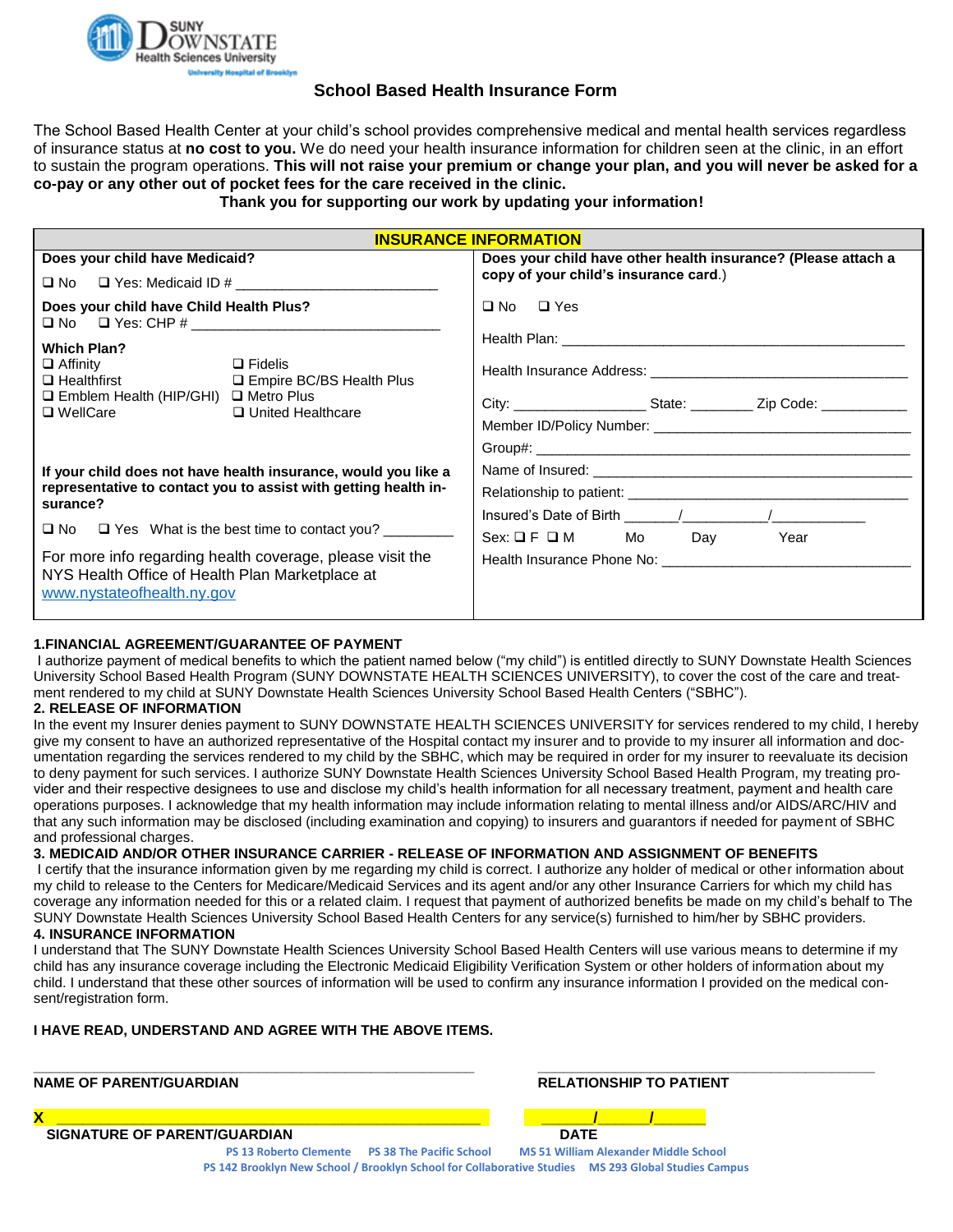SUNY DOWNSTATE Health Sciences University
University Hospital of Brooklyn

# School Based Health Insurance Form

The School Based Health Center at your child's school provides comprehensive medical and mental health services regardless of insurance status at **no cost to you.** We do need your health insurance information for children seen at the clinic, in an effort to sustain the program operations. **This will not raise your premium or change your plan, and you will never be asked for a co-pay or any other out of pocket fees for the care received in the clinic.**

**Thank you for supporting our work by updating your information!**

## INSURANCE INFORMATION

| | |
|---|---|
| **Does your child have Medicaid?**<br>❑ No ❑ Yes: Medicaid ID # ________________________<br><br>**Does your child have Child Health Plus?**<br>❑ No ❑ Yes: CHP # ______________________________<br><br>**Which Plan?**<br>❑ Affinity ❑ Fidelis<br>❑ Healthfirst ❑ Empire BC/BS Health Plus<br>❑ Emblem Health (HIP/GHI) ❑ Metro Plus<br>❑ WellCare ❑ United Healthcare<br><br>**If your child does not have health insurance, would you like a representative to contact you to assist with getting health insurance?**<br>❑ No ❑ Yes What is the best time to contact you? _________<br><br>For more info regarding health coverage, please visit the NYS Health Office of Health Plan Marketplace at www.nystateofhealth.ny.gov | **Does your child have other health insurance? (Please attach a copy of your child's insurance card**.)<br><br>❑ No ❑ Yes<br><br>Health Plan: ________________________________________<br>Health Insurance Address: ______________________________<br>City: ________________ State: ________ Zip Code: ___________<br>Member ID/Policy Number: ______________________________<br>Group#: ___________________________________________<br>Name of Insured: ____________________________________<br>Relationship to patient: ________________________________<br>Insured's Date of Birth _______/__________/___________<br>Sex: ❑ F ❑ M Mo Day Year<br>Health Insurance Phone No: ____________________________ |

**1.FINANCIAL AGREEMENT/GUARANTEE OF PAYMENT**

I authorize payment of medical benefits to which the patient named below ("my child") is entitled directly to SUNY Downstate Health Sciences University School Based Health Program (SUNY DOWNSTATE HEALTH SCIENCES UNIVERSITY), to cover the cost of the care and treatment rendered to my child at SUNY Downstate Health Sciences University School Based Health Centers ("SBHC").

**2. RELEASE OF INFORMATION**

In the event my Insurer denies payment to SUNY DOWNSTATE HEALTH SCIENCES UNIVERSITY for services rendered to my child, I hereby give my consent to have an authorized representative of the Hospital contact my insurer and to provide to my insurer all information and documentation regarding the services rendered to my child by the SBHC, which may be required in order for my insurer to reevaluate its decision to deny payment for such services. I authorize SUNY Downstate Health Sciences University School Based Health Program, my treating provider and their respective designees to use and disclose my child's health information for all necessary treatment, payment and health care operations purposes. I acknowledge that my health information may include information relating to mental illness and/or AIDS/ARC/HIV and that any such information may be disclosed (including examination and copying) to insurers and guarantors if needed for payment of SBHC and professional charges.

**3. MEDICAID AND/OR OTHER INSURANCE CARRIER - RELEASE OF INFORMATION AND ASSIGNMENT OF BENEFITS**

I certify that the insurance information given by me regarding my child is correct. I authorize any holder of medical or other information about my child to release to the Centers for Medicare/Medicaid Services and its agent and/or any other Insurance Carriers for which my child has coverage any information needed for this or a related claim. I request that payment of authorized benefits be made on my child's behalf to The SUNY Downstate Health Sciences University School Based Health Centers for any service(s) furnished to him/her by SBHC providers.

**4. INSURANCE INFORMATION**

I understand that The SUNY Downstate Health Sciences University School Based Health Centers will use various means to determine if my child has any insurance coverage including the Electronic Medicaid Eligibility Verification System or other holders of information about my child. I understand that these other sources of information will be used to confirm any insurance information I provided on the medical consent/registration form.

**I HAVE READ, UNDERSTAND AND AGREE WITH THE ABOVE ITEMS.**

_______________________________________________ &nbsp;&nbsp;&nbsp; ______________________________________

**NAME OF PARENT/GUARDIAN** &nbsp;&nbsp;&nbsp; **RELATIONSHIP TO PATIENT**

**X** _______________________________________________ &nbsp;&nbsp;&nbsp; _______/_______/_______

**SIGNATURE OF PARENT/GUARDIAN** &nbsp;&nbsp;&nbsp; **DATE**

PS 13 Roberto Clemente &nbsp; PS 38 The Pacific School &nbsp; MS 51 William Alexander Middle School
PS 142 Brooklyn New School / Brooklyn School for Collaborative Studies &nbsp; MS 293 Global Studies Campus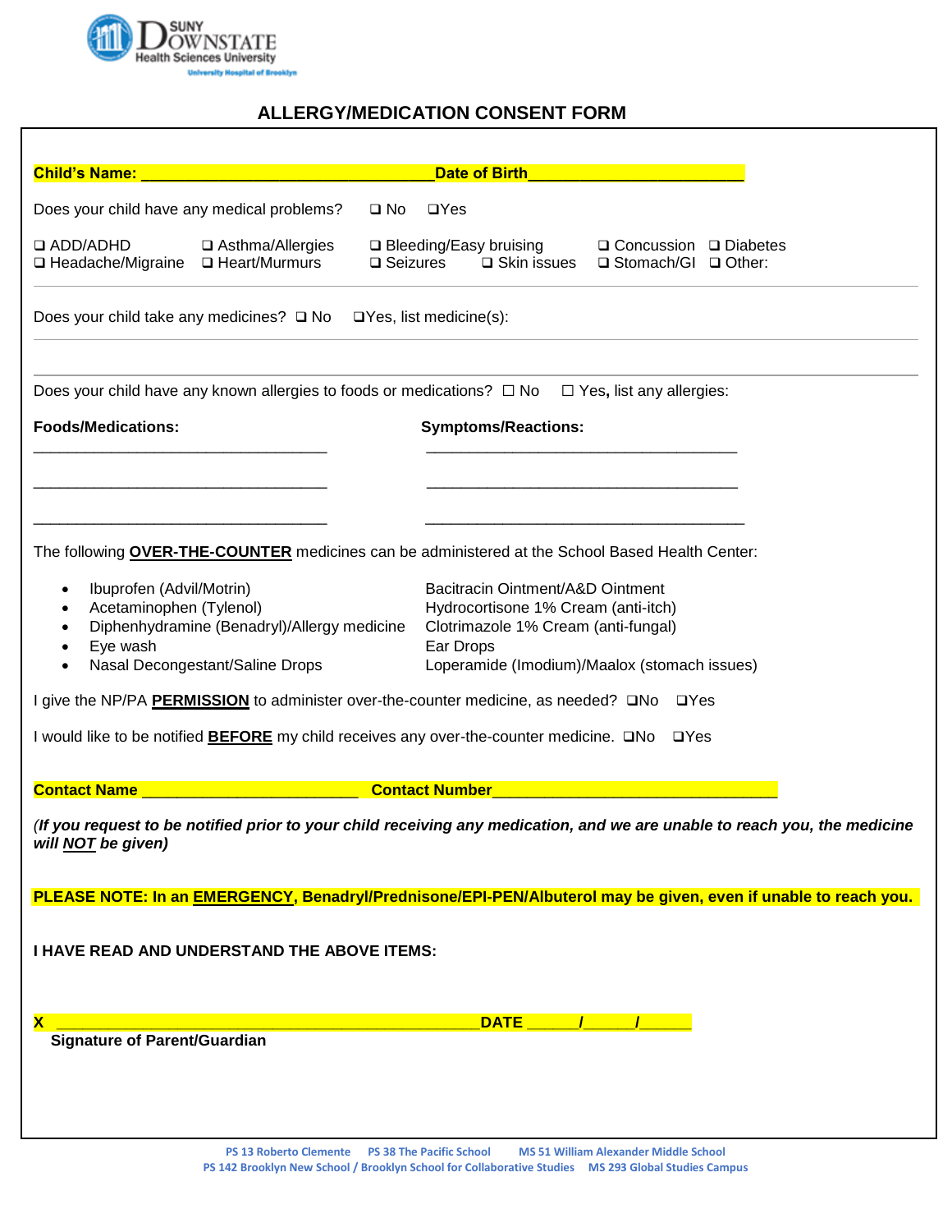SUNY DOWNSTATE Health Sciences University
University Hospital of Brooklyn

## ALLERGY/MEDICATION CONSENT FORM

**Child's Name: ________________________________ Date of Birth________________________**

Does your child have any medical problems? ❑ No ❑Yes

❑ ADD/ADHD ❑ Asthma/Allergies ❑ Bleeding/Easy bruising ❑ Concussion ❑ Diabetes
❑ Headache/Migraine ❑ Heart/Murmurs ❑ Seizures ❑ Skin issues ❑ Stomach/GI ❑ Other:

Does your child take any medicines? ❑ No ❑Yes, list medicine(s):

Does your child have any known allergies to foods or medications? ☐ No ☐ Yes, list any allergies:

| **Foods/Medications:** | **Symptoms/Reactions:** |
|---|---|
| ________________________________ | ________________________________ |
| ________________________________ | ________________________________ |
| ________________________________ | ________________________________ |

The following **OVER-THE-COUNTER** medicines can be administered at the School Based Health Center:

- Ibuprofen (Advil/Motrin)
- Acetaminophen (Tylenol)
- Diphenhydramine (Benadryl)/Allergy medicine
- Eye wash
- Nasal Decongestant/Saline Drops

Bacitracin Ointment/A&D Ointment
Hydrocortisone 1% Cream (anti-itch)
Clotrimazole 1% Cream (anti-fungal)
Ear Drops
Loperamide (Imodium)/Maalox (stomach issues)

I give the NP/PA **PERMISSION** to administer over-the-counter medicine, as needed? ❑No ❑Yes

I would like to be notified **BEFORE** my child receives any over-the-counter medicine. ❑No ❑Yes

**Contact Name ________________________ Contact Number________________________________**

*(**If you request to be notified prior to your child receiving any medication, and we are unable to reach you, the medicine will NOT be given**)*

**PLEASE NOTE: In an EMERGENCY, Benadryl/Prednisone/EPI-PEN/Albuterol may be given, even if unable to reach you.**

**I HAVE READ AND UNDERSTAND THE ABOVE ITEMS:**

**X ________________________________________________ DATE ______/______/______**
**Signature of Parent/Guardian**

PS 13 Roberto Clemente PS 38 The Pacific School MS 51 William Alexander Middle School
PS 142 Brooklyn New School / Brooklyn School for Collaborative Studies MS 293 Global Studies Campus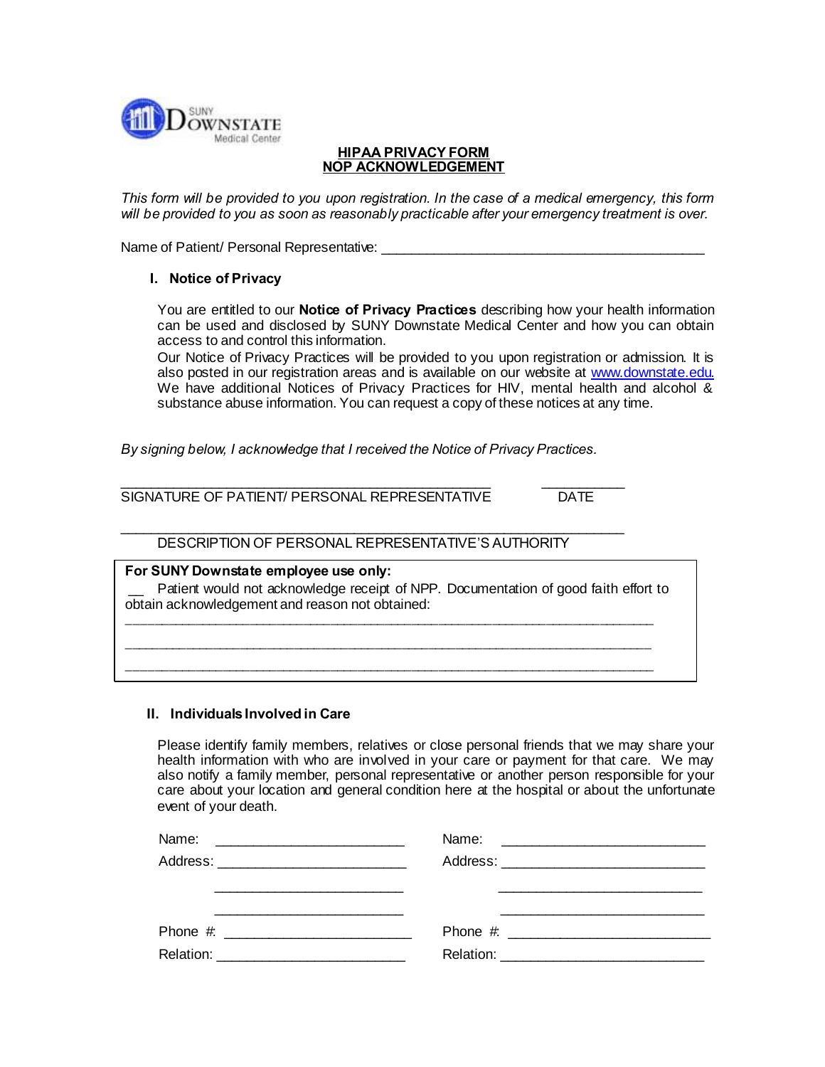SUNY DOWNSTATE Medical Center

**HIPAA PRIVACY FORM**
**NOP ACKNOWLEDGEMENT**

*This form will be provided to you upon registration. In the case of a medical emergency, this form will be provided to you as soon as reasonably practicable after your emergency treatment is over.*

Name of Patient/ Personal Representative: ___________________________________________

### I. Notice of Privacy

You are entitled to our **Notice of Privacy Practices** describing how your health information can be used and disclosed by SUNY Downstate Medical Center and how you can obtain access to and control this information.
Our Notice of Privacy Practices will be provided to you upon registration or admission. It is also posted in our registration areas and is available on our website at www.downstate.edu. We have additional Notices of Privacy Practices for HIV, mental health and alcohol & substance abuse information. You can request a copy of these notices at any time.

*By signing below, I acknowledge that I received the Notice of Privacy Practices.*

_______________________________________________ __________
SIGNATURE OF PATIENT/ PERSONAL REPRESENTATIVE DATE

_________________________________________________________________
DESCRIPTION OF PERSONAL REPRESENTATIVE'S AUTHORITY

**For SUNY Downstate employee use only:**
__ Patient would not acknowledge receipt of NPP. Documentation of good faith effort to obtain acknowledgement and reason not obtained:
_____________________________________________________________________
_____________________________________________________________________
_____________________________________________________________________

### II. Individuals Involved in Care

Please identify family members, relatives or close personal friends that we may share your health information with who are involved in your care or payment for that care. We may also notify a family member, personal representative or another person responsible for your care about your location and general condition here at the hospital or about the unfortunate event of your death.

Name: ________________________ Name: ________________________
Address: ______________________ Address: ______________________
________________________ ________________________
________________________ ________________________
Phone #: ______________________ Phone #: ______________________
Relation: ______________________ Relation: ______________________